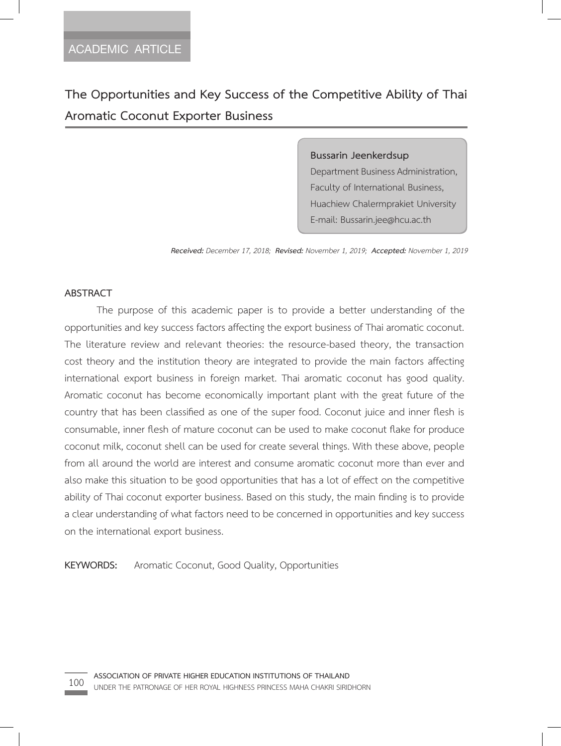ACADEMIC ARTICLE

# The Opportunities and Key Success of the Competitive Ability of Thai Aromatic Coconut Exporter Business

**Bussarin Jeenkerdsup**
Department Business Administration,
Faculty of International Business,
Huachiew Chalermprakiet University
E-mail: Bussarin.jee@hcu.ac.th

***Received:*** *December 17, 2018;* ***Revised:*** *November 1, 2019;* ***Accepted:*** *November 1, 2019*

## ABSTRACT

The purpose of this academic paper is to provide a better understanding of the opportunities and key success factors affecting the export business of Thai aromatic coconut. The literature review and relevant theories: the resource-based theory, the transaction cost theory and the institution theory are integrated to provide the main factors affecting international export business in foreign market. Thai aromatic coconut has good quality. Aromatic coconut has become economically important plant with the great future of the country that has been classified as one of the super food. Coconut juice and inner flesh is consumable, inner flesh of mature coconut can be used to make coconut flake for produce coconut milk, coconut shell can be used for create several things. With these above, people from all around the world are interest and consume aromatic coconut more than ever and also make this situation to be good opportunities that has a lot of effect on the competitive ability of Thai coconut exporter business. Based on this study, the main finding is to provide a clear understanding of what factors need to be concerned in opportunities and key success on the international export business.

**KEYWORDS:** Aromatic Coconut, Good Quality, Opportunities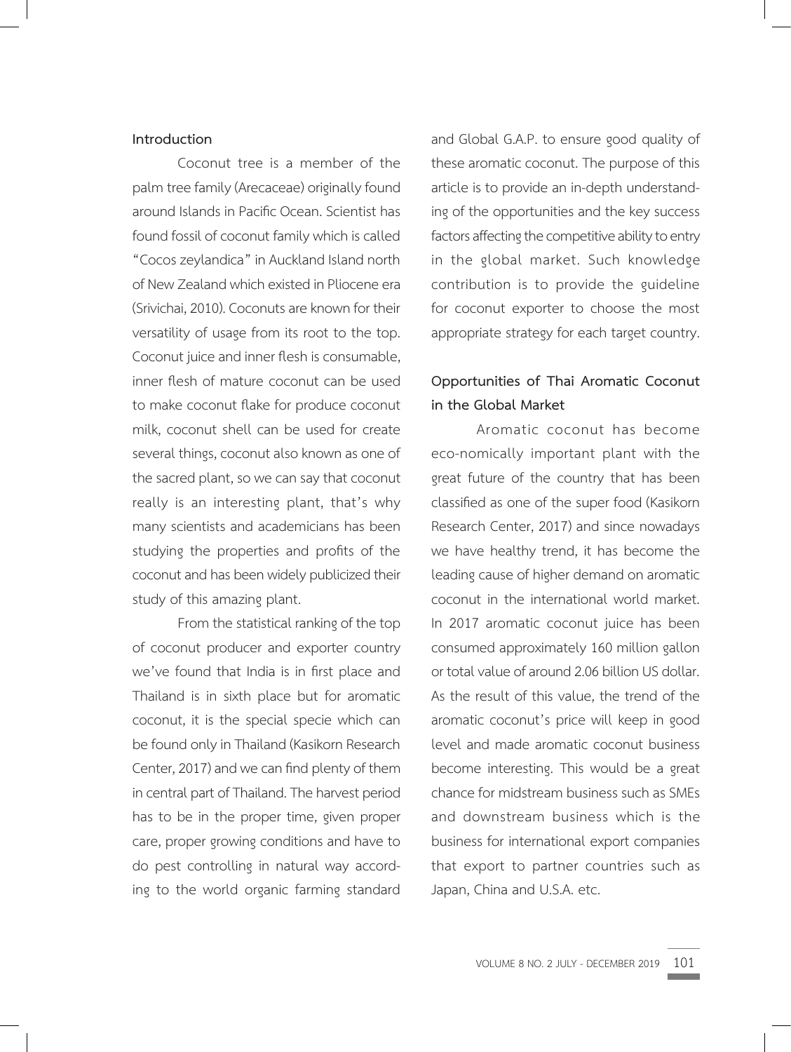## Introduction

Coconut tree is a member of the palm tree family (Arecaceae) originally found around Islands in Pacific Ocean. Scientist has found fossil of coconut family which is called "Cocos zeylandica" in Auckland Island north of New Zealand which existed in Pliocene era (Srivichai, 2010). Coconuts are known for their versatility of usage from its root to the top. Coconut juice and inner flesh is consumable, inner flesh of mature coconut can be used to make coconut flake for produce coconut milk, coconut shell can be used for create several things, coconut also known as one of the sacred plant, so we can say that coconut really is an interesting plant, that's why many scientists and academicians has been studying the properties and profits of the coconut and has been widely publicized their study of this amazing plant.

From the statistical ranking of the top of coconut producer and exporter country we've found that India is in first place and Thailand is in sixth place but for aromatic coconut, it is the special specie which can be found only in Thailand (Kasikorn Research Center, 2017) and we can find plenty of them in central part of Thailand. The harvest period has to be in the proper time, given proper care, proper growing conditions and have to do pest controlling in natural way according to the world organic farming standard and Global G.A.P. to ensure good quality of these aromatic coconut. The purpose of this article is to provide an in-depth understanding of the opportunities and the key success factors affecting the competitive ability to entry in the global market. Such knowledge contribution is to provide the guideline for coconut exporter to choose the most appropriate strategy for each target country.

## Opportunities of Thai Aromatic Coconut in the Global Market

Aromatic coconut has become eco-nomically important plant with the great future of the country that has been classified as one of the super food (Kasikorn Research Center, 2017) and since nowadays we have healthy trend, it has become the leading cause of higher demand on aromatic coconut in the international world market. In 2017 aromatic coconut juice has been consumed approximately 160 million gallon or total value of around 2.06 billion US dollar. As the result of this value, the trend of the aromatic coconut's price will keep in good level and made aromatic coconut business become interesting. This would be a great chance for midstream business such as SMEs and downstream business which is the business for international export companies that export to partner countries such as Japan, China and U.S.A. etc.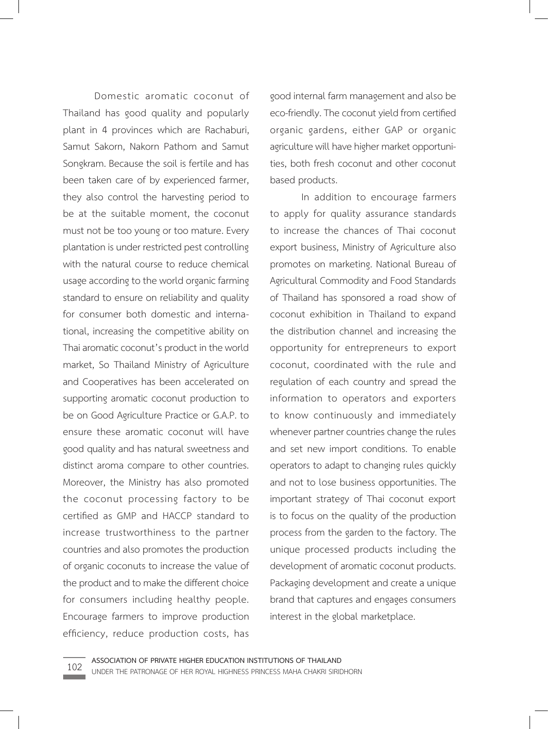Domestic aromatic coconut of Thailand has good quality and popularly plant in 4 provinces which are Rachaburi, Samut Sakorn, Nakorn Pathom and Samut Songkram. Because the soil is fertile and has been taken care of by experienced farmer, they also control the harvesting period to be at the suitable moment, the coconut must not be too young or too mature. Every plantation is under restricted pest controlling with the natural course to reduce chemical usage according to the world organic farming standard to ensure on reliability and quality for consumer both domestic and international, increasing the competitive ability on Thai aromatic coconut's product in the world market, So Thailand Ministry of Agriculture and Cooperatives has been accelerated on supporting aromatic coconut production to be on Good Agriculture Practice or G.A.P. to ensure these aromatic coconut will have good quality and has natural sweetness and distinct aroma compare to other countries. Moreover, the Ministry has also promoted the coconut processing factory to be certified as GMP and HACCP standard to increase trustworthiness to the partner countries and also promotes the production of organic coconuts to increase the value of the product and to make the different choice for consumers including healthy people. Encourage farmers to improve production efficiency, reduce production costs, has good internal farm management and also be eco-friendly. The coconut yield from certified organic gardens, either GAP or organic agriculture will have higher market opportunities, both fresh coconut and other coconut based products.

In addition to encourage farmers to apply for quality assurance standards to increase the chances of Thai coconut export business, Ministry of Agriculture also promotes on marketing. National Bureau of Agricultural Commodity and Food Standards of Thailand has sponsored a road show of coconut exhibition in Thailand to expand the distribution channel and increasing the opportunity for entrepreneurs to export coconut, coordinated with the rule and regulation of each country and spread the information to operators and exporters to know continuously and immediately whenever partner countries change the rules and set new import conditions. To enable operators to adapt to changing rules quickly and not to lose business opportunities. The important strategy of Thai coconut export is to focus on the quality of the production process from the garden to the factory. The unique processed products including the development of aromatic coconut products. Packaging development and create a unique brand that captures and engages consumers interest in the global marketplace.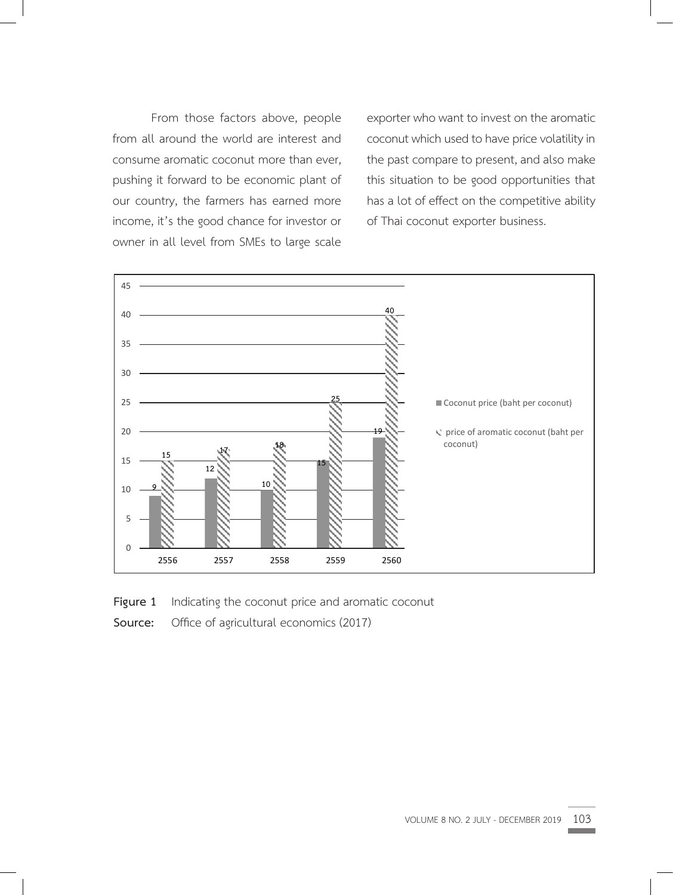From those factors above, people from all around the world are interest and consume aromatic coconut more than ever, pushing it forward to be economic plant of our country, the farmers has earned more income, it's the good chance for investor or owner in all level from SMEs to large scale exporter who want to invest on the aromatic coconut which used to have price volatility in the past compare to present, and also make this situation to be good opportunities that has a lot of effect on the competitive ability of Thai coconut exporter business.

| Year | Coconut price (baht per coconut) | price of aromatic coconut (baht per coconut) |
|---|---|---|
| 2556 | 9 | 15 |
| 2557 | 12 | 17 |
| 2558 | 10 | 18 |
| 2559 | 15 | 25 |
| 2560 | 19 | 40 |

**Figure 1** Indicating the coconut price and aromatic coconut

**Source:** Office of agricultural economics (2017)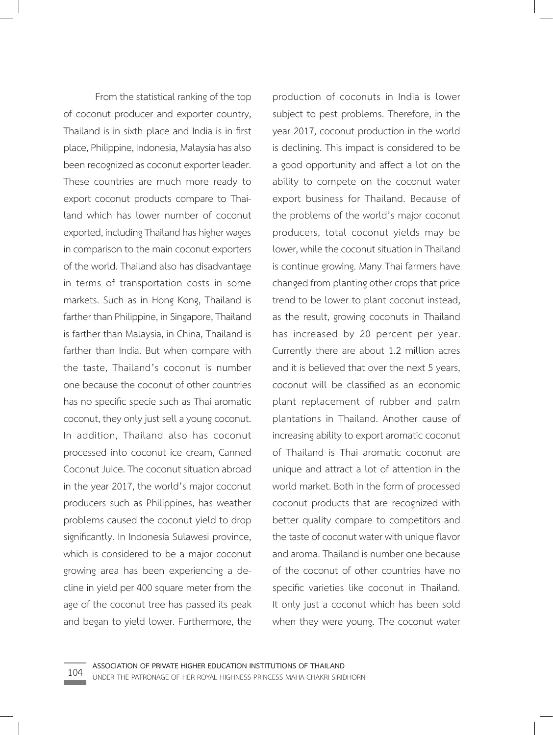From the statistical ranking of the top of coconut producer and exporter country, Thailand is in sixth place and India is in first place, Philippine, Indonesia, Malaysia has also been recognized as coconut exporter leader. These countries are much more ready to export coconut products compare to Thailand which has lower number of coconut exported, including Thailand has higher wages in comparison to the main coconut exporters of the world. Thailand also has disadvantage in terms of transportation costs in some markets. Such as in Hong Kong, Thailand is farther than Philippine, in Singapore, Thailand is farther than Malaysia, in China, Thailand is farther than India. But when compare with the taste, Thailand's coconut is number one because the coconut of other countries has no specific specie such as Thai aromatic coconut, they only just sell a young coconut. In addition, Thailand also has coconut processed into coconut ice cream, Canned Coconut Juice. The coconut situation abroad in the year 2017, the world's major coconut producers such as Philippines, has weather problems caused the coconut yield to drop significantly. In Indonesia Sulawesi province, which is considered to be a major coconut growing area has been experiencing a decline in yield per 400 square meter from the age of the coconut tree has passed its peak and began to yield lower. Furthermore, the production of coconuts in India is lower subject to pest problems. Therefore, in the year 2017, coconut production in the world is declining. This impact is considered to be a good opportunity and affect a lot on the ability to compete on the coconut water export business for Thailand. Because of the problems of the world's major coconut producers, total coconut yields may be lower, while the coconut situation in Thailand is continue growing. Many Thai farmers have changed from planting other crops that price trend to be lower to plant coconut instead, as the result, growing coconuts in Thailand has increased by 20 percent per year. Currently there are about 1.2 million acres and it is believed that over the next 5 years, coconut will be classified as an economic plant replacement of rubber and palm plantations in Thailand. Another cause of increasing ability to export aromatic coconut of Thailand is Thai aromatic coconut are unique and attract a lot of attention in the world market. Both in the form of processed coconut products that are recognized with better quality compare to competitors and the taste of coconut water with unique flavor and aroma. Thailand is number one because of the coconut of other countries have no specific varieties like coconut in Thailand. It only just a coconut which has been sold when they were young. The coconut water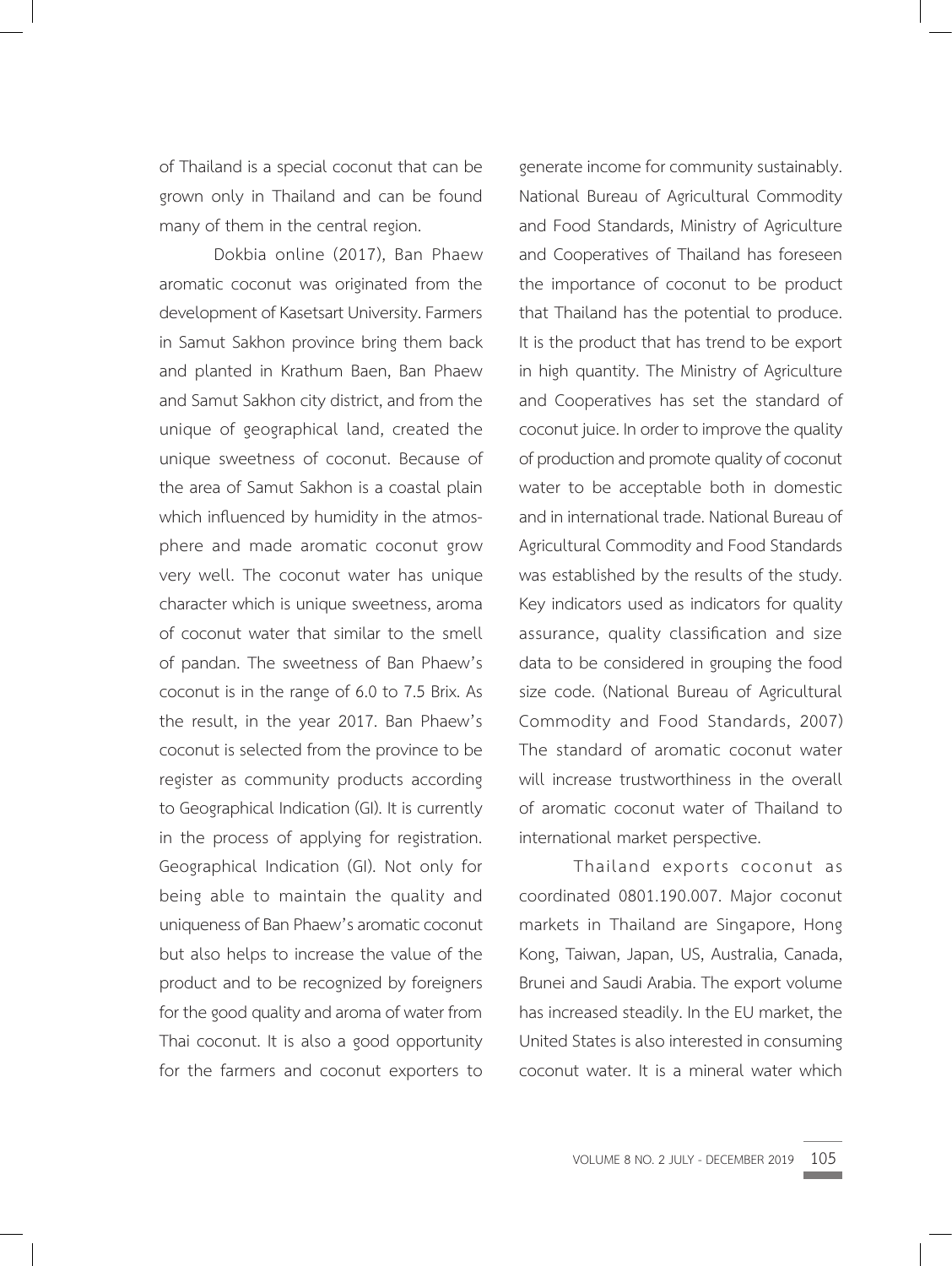of Thailand is a special coconut that can be grown only in Thailand and can be found many of them in the central region.

Dokbia online (2017), Ban Phaew aromatic coconut was originated from the development of Kasetsart University. Farmers in Samut Sakhon province bring them back and planted in Krathum Baen, Ban Phaew and Samut Sakhon city district, and from the unique of geographical land, created the unique sweetness of coconut. Because of the area of Samut Sakhon is a coastal plain which influenced by humidity in the atmosphere and made aromatic coconut grow very well. The coconut water has unique character which is unique sweetness, aroma of coconut water that similar to the smell of pandan. The sweetness of Ban Phaew's coconut is in the range of 6.0 to 7.5 Brix. As the result, in the year 2017. Ban Phaew's coconut is selected from the province to be register as community products according to Geographical Indication (GI). It is currently in the process of applying for registration. Geographical Indication (GI). Not only for being able to maintain the quality and uniqueness of Ban Phaew's aromatic coconut but also helps to increase the value of the product and to be recognized by foreigners for the good quality and aroma of water from Thai coconut. It is also a good opportunity for the farmers and coconut exporters to generate income for community sustainably. National Bureau of Agricultural Commodity and Food Standards, Ministry of Agriculture and Cooperatives of Thailand has foreseen the importance of coconut to be product that Thailand has the potential to produce. It is the product that has trend to be export in high quantity. The Ministry of Agriculture and Cooperatives has set the standard of coconut juice. In order to improve the quality of production and promote quality of coconut water to be acceptable both in domestic and in international trade. National Bureau of Agricultural Commodity and Food Standards was established by the results of the study. Key indicators used as indicators for quality assurance, quality classification and size data to be considered in grouping the food size code. (National Bureau of Agricultural Commodity and Food Standards, 2007) The standard of aromatic coconut water will increase trustworthiness in the overall of aromatic coconut water of Thailand to international market perspective.

Thailand exports coconut as coordinated 0801.190.007. Major coconut markets in Thailand are Singapore, Hong Kong, Taiwan, Japan, US, Australia, Canada, Brunei and Saudi Arabia. The export volume has increased steadily. In the EU market, the United States is also interested in consuming coconut water. It is a mineral water which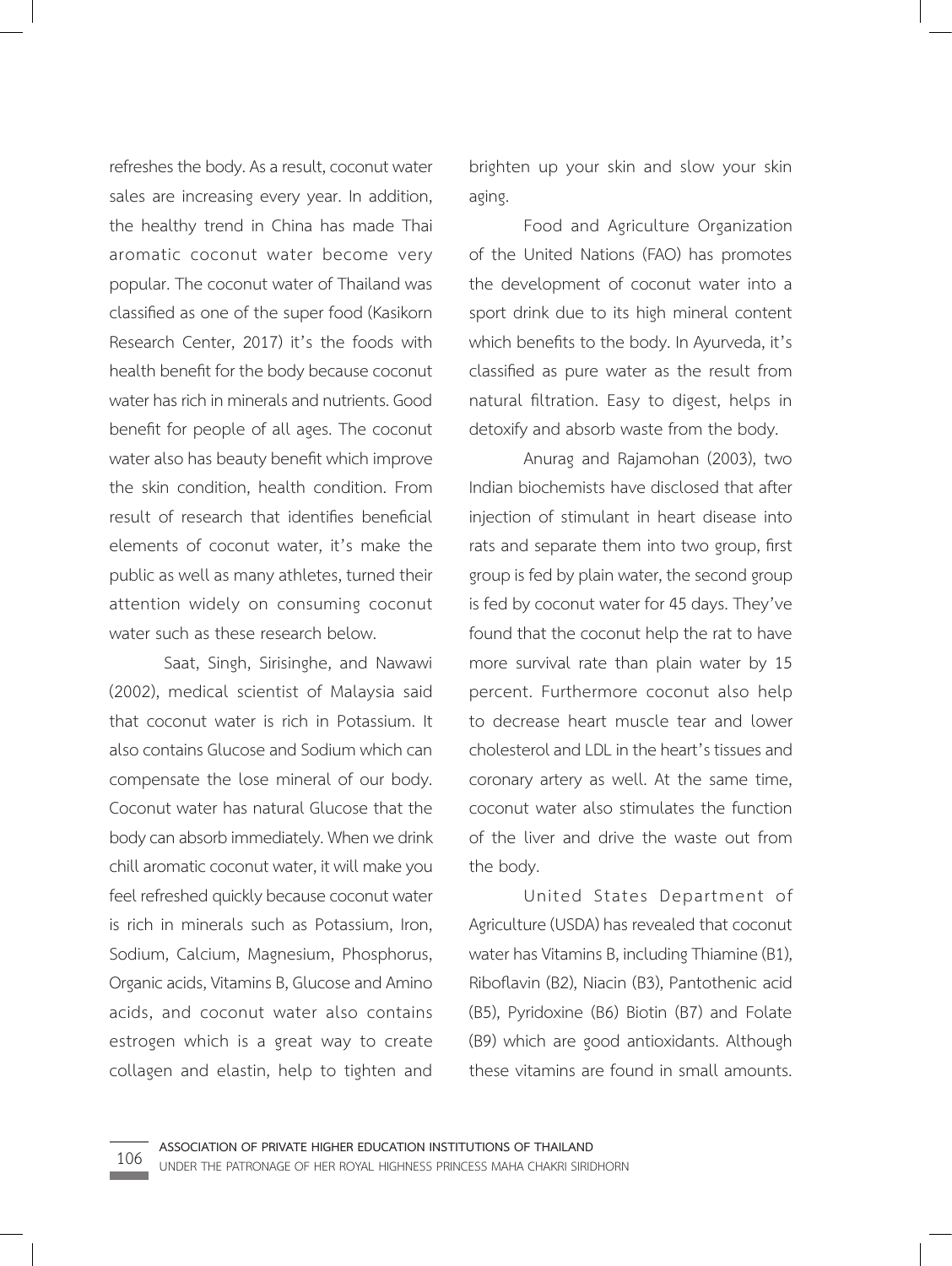refreshes the body. As a result, coconut water sales are increasing every year. In addition, the healthy trend in China has made Thai aromatic coconut water become very popular. The coconut water of Thailand was classified as one of the super food (Kasikorn Research Center, 2017) it's the foods with health benefit for the body because coconut water has rich in minerals and nutrients. Good benefit for people of all ages. The coconut water also has beauty benefit which improve the skin condition, health condition. From result of research that identifies beneficial elements of coconut water, it's make the public as well as many athletes, turned their attention widely on consuming coconut water such as these research below.

Saat, Singh, Sirisinghe, and Nawawi (2002), medical scientist of Malaysia said that coconut water is rich in Potassium. It also contains Glucose and Sodium which can compensate the lose mineral of our body. Coconut water has natural Glucose that the body can absorb immediately. When we drink chill aromatic coconut water, it will make you feel refreshed quickly because coconut water is rich in minerals such as Potassium, Iron, Sodium, Calcium, Magnesium, Phosphorus, Organic acids, Vitamins B, Glucose and Amino acids, and coconut water also contains estrogen which is a great way to create collagen and elastin, help to tighten and brighten up your skin and slow your skin aging.

Food and Agriculture Organization of the United Nations (FAO) has promotes the development of coconut water into a sport drink due to its high mineral content which benefits to the body. In Ayurveda, it's classified as pure water as the result from natural filtration. Easy to digest, helps in detoxify and absorb waste from the body.

Anurag and Rajamohan (2003), two Indian biochemists have disclosed that after injection of stimulant in heart disease into rats and separate them into two group, first group is fed by plain water, the second group is fed by coconut water for 45 days. They've found that the coconut help the rat to have more survival rate than plain water by 15 percent. Furthermore coconut also help to decrease heart muscle tear and lower cholesterol and LDL in the heart's tissues and coronary artery as well. At the same time, coconut water also stimulates the function of the liver and drive the waste out from the body.

United States Department of Agriculture (USDA) has revealed that coconut water has Vitamins B, including Thiamine (B1), Riboflavin (B2), Niacin (B3), Pantothenic acid (B5), Pyridoxine (B6) Biotin (B7) and Folate (B9) which are good antioxidants. Although these vitamins are found in small amounts.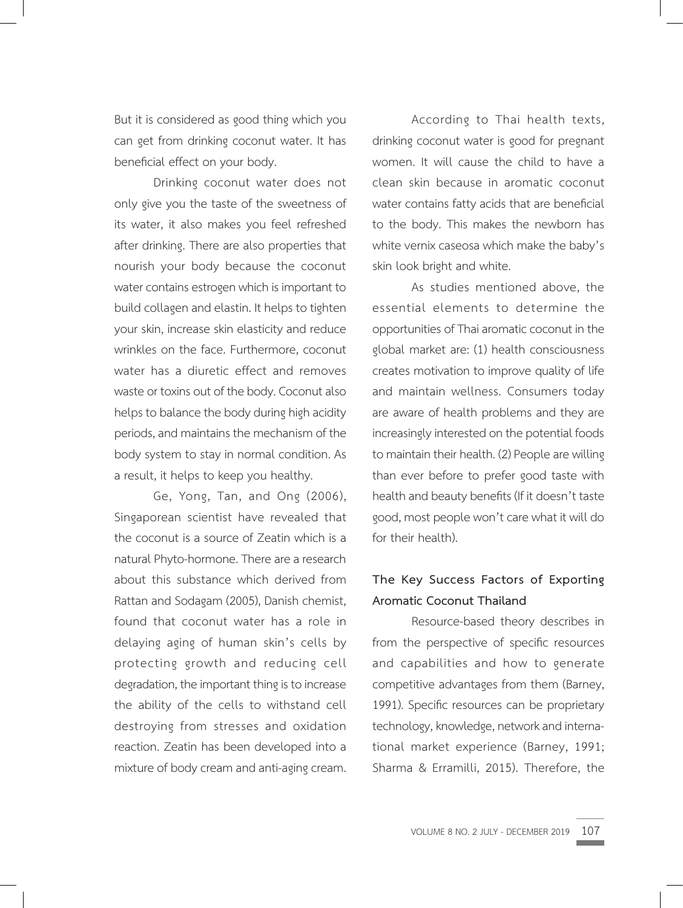But it is considered as good thing which you can get from drinking coconut water. It has beneficial effect on your body.

Drinking coconut water does not only give you the taste of the sweetness of its water, it also makes you feel refreshed after drinking. There are also properties that nourish your body because the coconut water contains estrogen which is important to build collagen and elastin. It helps to tighten your skin, increase skin elasticity and reduce wrinkles on the face. Furthermore, coconut water has a diuretic effect and removes waste or toxins out of the body. Coconut also helps to balance the body during high acidity periods, and maintains the mechanism of the body system to stay in normal condition. As a result, it helps to keep you healthy.

Ge, Yong, Tan, and Ong (2006), Singaporean scientist have revealed that the coconut is a source of Zeatin which is a natural Phyto-hormone. There are a research about this substance which derived from Rattan and Sodagam (2005), Danish chemist, found that coconut water has a role in delaying aging of human skin's cells by protecting growth and reducing cell degradation, the important thing is to increase the ability of the cells to withstand cell destroying from stresses and oxidation reaction. Zeatin has been developed into a mixture of body cream and anti-aging cream.

According to Thai health texts, drinking coconut water is good for pregnant women. It will cause the child to have a clean skin because in aromatic coconut water contains fatty acids that are beneficial to the body. This makes the newborn has white vernix caseosa which make the baby's skin look bright and white.

As studies mentioned above, the essential elements to determine the opportunities of Thai aromatic coconut in the global market are: (1) health consciousness creates motivation to improve quality of life and maintain wellness. Consumers today are aware of health problems and they are increasingly interested on the potential foods to maintain their health. (2) People are willing than ever before to prefer good taste with health and beauty benefits (If it doesn't taste good, most people won't care what it will do for their health).

## The Key Success Factors of Exporting Aromatic Coconut Thailand

Resource-based theory describes in from the perspective of specific resources and capabilities and how to generate competitive advantages from them (Barney, 1991). Specific resources can be proprietary technology, knowledge, network and international market experience (Barney, 1991; Sharma & Erramilli, 2015). Therefore, the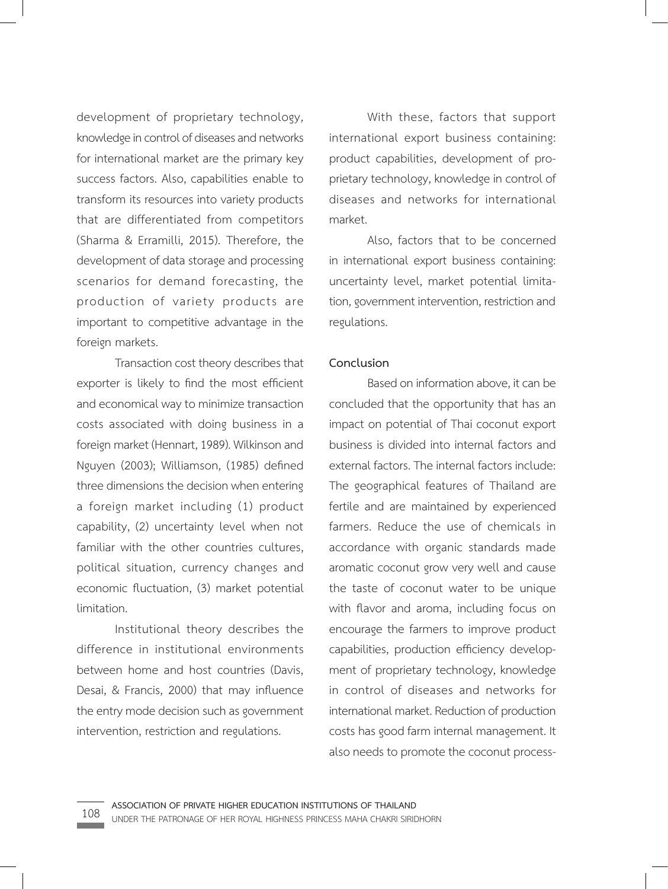development of proprietary technology, knowledge in control of diseases and networks for international market are the primary key success factors. Also, capabilities enable to transform its resources into variety products that are differentiated from competitors (Sharma & Erramilli, 2015). Therefore, the development of data storage and processing scenarios for demand forecasting, the production of variety products are important to competitive advantage in the foreign markets.

Transaction cost theory describes that exporter is likely to find the most efficient and economical way to minimize transaction costs associated with doing business in a foreign market (Hennart, 1989). Wilkinson and Nguyen (2003); Williamson, (1985) defined three dimensions the decision when entering a foreign market including (1) product capability, (2) uncertainty level when not familiar with the other countries cultures, political situation, currency changes and economic fluctuation, (3) market potential limitation.

Institutional theory describes the difference in institutional environments between home and host countries (Davis, Desai, & Francis, 2000) that may influence the entry mode decision such as government intervention, restriction and regulations.

With these, factors that support international export business containing: product capabilities, development of proprietary technology, knowledge in control of diseases and networks for international market.

Also, factors that to be concerned in international export business containing: uncertainty level, market potential limitation, government intervention, restriction and regulations.

**Conclusion**

Based on information above, it can be concluded that the opportunity that has an impact on potential of Thai coconut export business is divided into internal factors and external factors. The internal factors include: The geographical features of Thailand are fertile and are maintained by experienced farmers. Reduce the use of chemicals in accordance with organic standards made aromatic coconut grow very well and cause the taste of coconut water to be unique with flavor and aroma, including focus on encourage the farmers to improve product capabilities, production efficiency development of proprietary technology, knowledge in control of diseases and networks for international market. Reduction of production costs has good farm internal management. It also needs to promote the coconut process-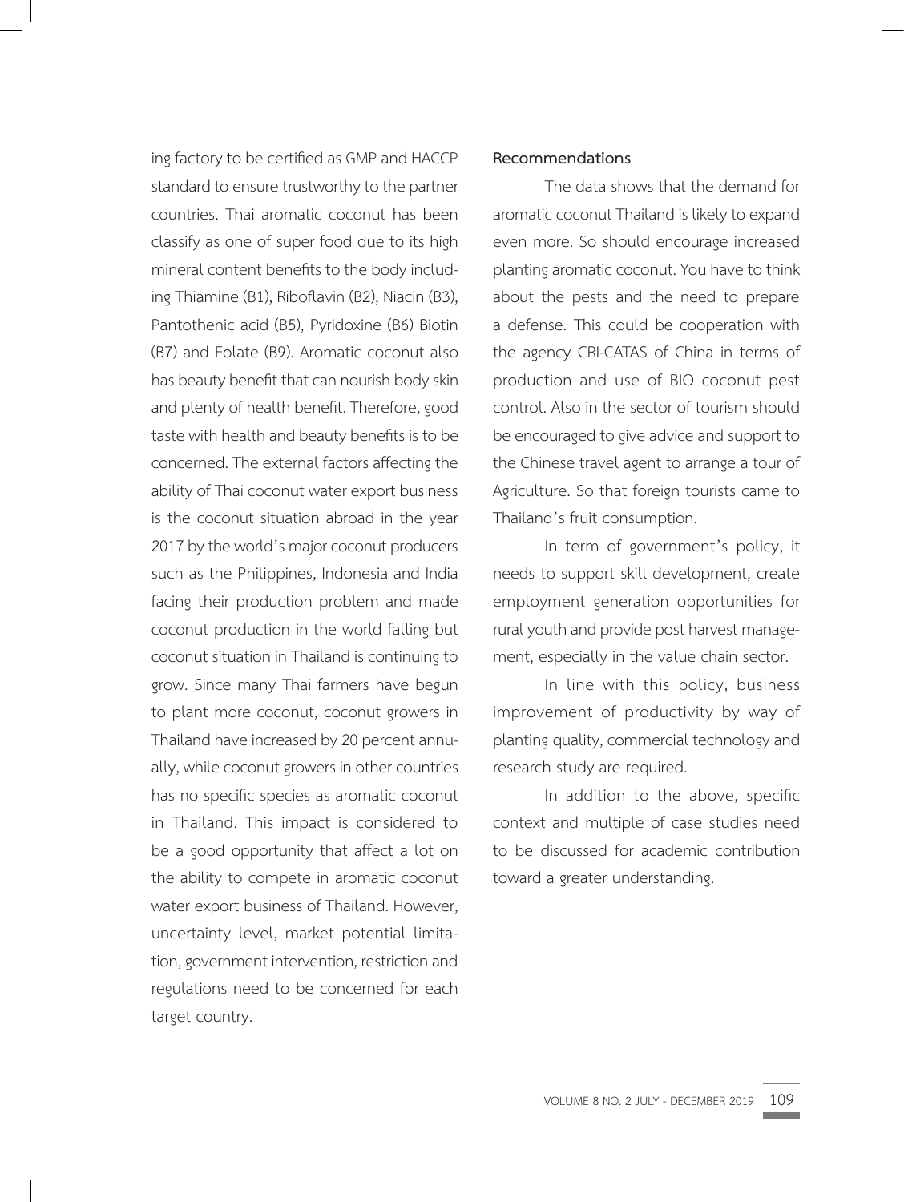ing factory to be certified as GMP and HACCP standard to ensure trustworthy to the partner countries. Thai aromatic coconut has been classify as one of super food due to its high mineral content benefits to the body including Thiamine (B1), Riboflavin (B2), Niacin (B3), Pantothenic acid (B5), Pyridoxine (B6) Biotin (B7) and Folate (B9). Aromatic coconut also has beauty benefit that can nourish body skin and plenty of health benefit. Therefore, good taste with health and beauty benefits is to be concerned. The external factors affecting the ability of Thai coconut water export business is the coconut situation abroad in the year 2017 by the world's major coconut producers such as the Philippines, Indonesia and India facing their production problem and made coconut production in the world falling but coconut situation in Thailand is continuing to grow. Since many Thai farmers have begun to plant more coconut, coconut growers in Thailand have increased by 20 percent annually, while coconut growers in other countries has no specific species as aromatic coconut in Thailand. This impact is considered to be a good opportunity that affect a lot on the ability to compete in aromatic coconut water export business of Thailand. However, uncertainty level, market potential limitation, government intervention, restriction and regulations need to be concerned for each target country.

**Recommendations**

The data shows that the demand for aromatic coconut Thailand is likely to expand even more. So should encourage increased planting aromatic coconut. You have to think about the pests and the need to prepare a defense. This could be cooperation with the agency CRI-CATAS of China in terms of production and use of BIO coconut pest control. Also in the sector of tourism should be encouraged to give advice and support to the Chinese travel agent to arrange a tour of Agriculture. So that foreign tourists came to Thailand's fruit consumption.

In term of government's policy, it needs to support skill development, create employment generation opportunities for rural youth and provide post harvest management, especially in the value chain sector.

In line with this policy, business improvement of productivity by way of planting quality, commercial technology and research study are required.

In addition to the above, specific context and multiple of case studies need to be discussed for academic contribution toward a greater understanding.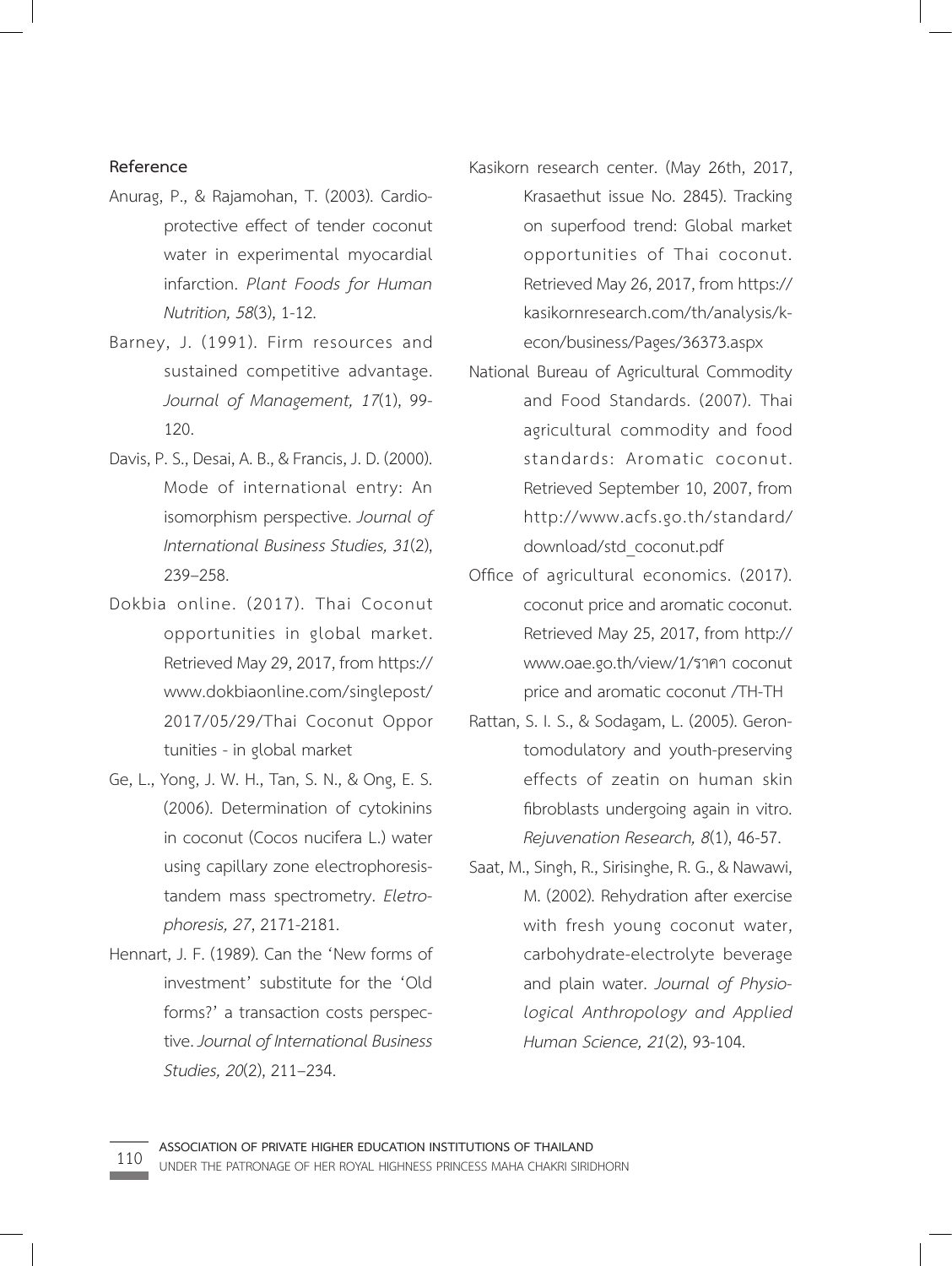## Reference

Anurag, P., & Rajamohan, T. (2003). Cardioprotective effect of tender coconut water in experimental myocardial infarction. *Plant Foods for Human Nutrition, 58*(3), 1-12.

Barney, J. (1991). Firm resources and sustained competitive advantage. *Journal of Management, 17*(1), 99-120.

Davis, P. S., Desai, A. B., & Francis, J. D. (2000). Mode of international entry: An isomorphism perspective. *Journal of International Business Studies, 31*(2), 239–258.

Dokbia online. (2017). Thai Coconut opportunities in global market. Retrieved May 29, 2017, from https://www.dokbiaonline.com/singlepost/2017/05/29/Thai Coconut Opportunities - in global market

Ge, L., Yong, J. W. H., Tan, S. N., & Ong, E. S. (2006). Determination of cytokinins in coconut (Cocos nucifera L.) water using capillary zone electrophoresis-tandem mass spectrometry. *Eletrophoresis, 27*, 2171-2181.

Hennart, J. F. (1989). Can the 'New forms of investment' substitute for the 'Old forms?' a transaction costs perspective. *Journal of International Business Studies, 20*(2), 211–234.

Kasikorn research center. (May 26th, 2017, Krasaethut issue No. 2845). Tracking on superfood trend: Global market opportunities of Thai coconut. Retrieved May 26, 2017, from https://kasikornresearch.com/th/analysis/k-econ/business/Pages/36373.aspx

National Bureau of Agricultural Commodity and Food Standards. (2007). Thai agricultural commodity and food standards: Aromatic coconut. Retrieved September 10, 2007, from http://www.acfs.go.th/standard/download/std_coconut.pdf

Office of agricultural economics. (2017). coconut price and aromatic coconut. Retrieved May 25, 2017, from http://www.oae.go.th/view/1/ราคา coconut price and aromatic coconut /TH-TH

Rattan, S. I. S., & Sodagam, L. (2005). Gerontomodulatory and youth-preserving effects of zeatin on human skin fibroblasts undergoing again in vitro. *Rejuvenation Research, 8*(1), 46-57.

Saat, M., Singh, R., Sirisinghe, R. G., & Nawawi, M. (2002). Rehydration after exercise with fresh young coconut water, carbohydrate-electrolyte beverage and plain water. *Journal of Physiological Anthropology and Applied Human Science, 21*(2), 93-104.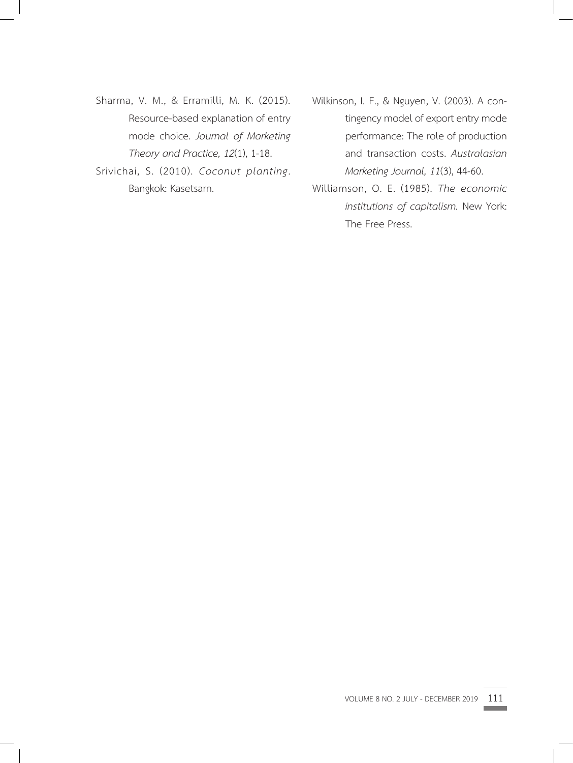Sharma, V. M., & Erramilli, M. K. (2015). Resource-based explanation of entry mode choice. *Journal of Marketing Theory and Practice, 12*(1), 1-18.

Srivichai, S. (2010). *Coconut planting*. Bangkok: Kasetsarn.

Wilkinson, I. F., & Nguyen, V. (2003). A contingency model of export entry mode performance: The role of production and transaction costs. *Australasian Marketing Journal, 11*(3), 44-60.

Williamson, O. E. (1985). *The economic institutions of capitalism*. New York: The Free Press.